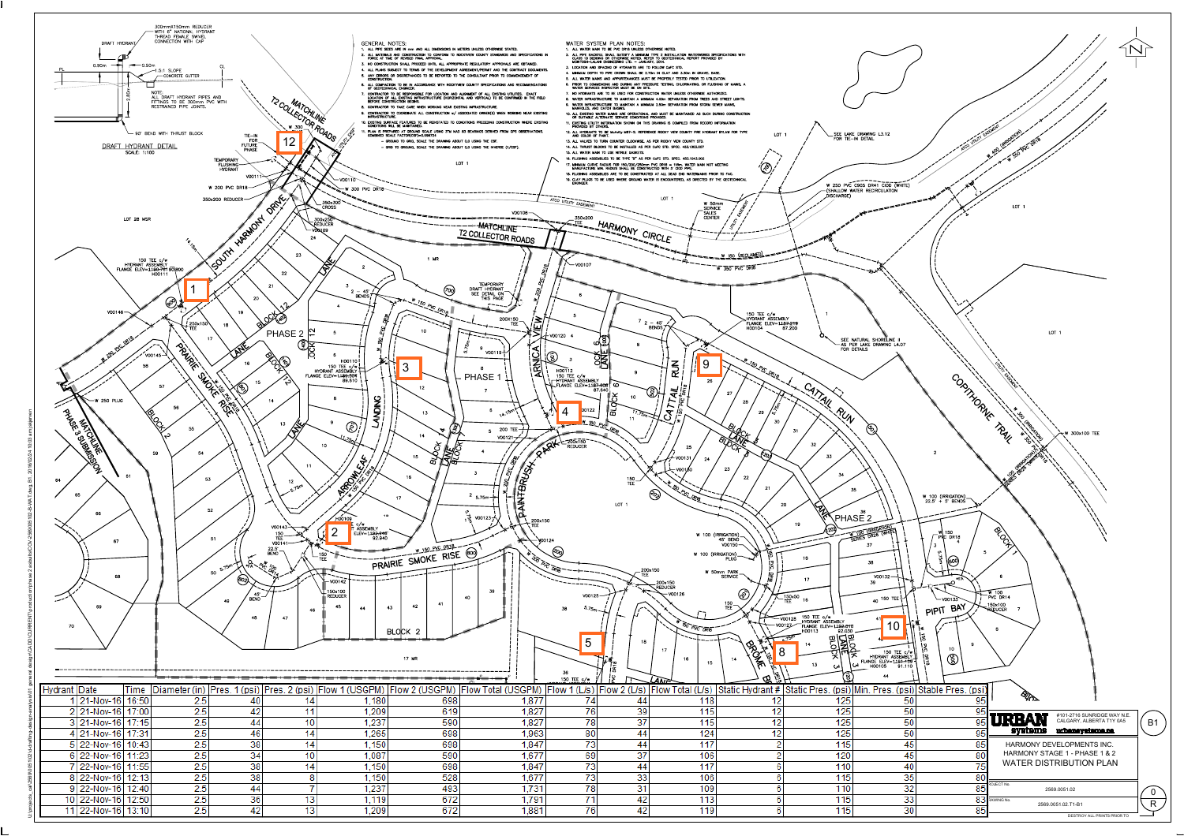# WATER DISTRIBUTION PLAN

HARMONY DEVELOPMENTS INC.
HARMONY STAGE 1 - PHASE 1 & 2
WATER DISTRIBUTION PLAN

URBAN systems
#101-2716 SUNRIDGE WAY N.E.
CALGARY, ALBERTA T1Y 0A5
urbansystems.ca

Project No. 2569.0051.02
Drawing No. 2569.0051.02.T1-B1
B1

## GENERAL NOTES:

1. ALL PIPE SIZES ARE IN mm AND ALL DIMENSIONS IN METERS UNLESS OTHERWISE STATED.
2. ALL MATERIALS AND CONSTRUCTION TO CONFORM TO ROCKYVIEW COUNTY STANDARDS AND SPECIFICATIONS IN FORCE AT TIME OF REVISED FINAL APPROVAL.
3. NO CONSTRUCTION SHALL PROCEED UNTIL ALL APPROPRIATE REGULATORY APPROVALS ARE OBTAINED.
4. ALL PLANS SUBJECT TO TERMS OF THE DEVELOPMENT AGREEMENT/PERMIT AND THE CONTRACT DOCUMENTS.
5. ANY ERRORS OR DISCREPANCIES TO BE REPORTED TO THE CONSULTANT PRIOR TO COMMENCEMENT OF CONSTRUCTION.
6. ALL COMPACTION TO BE IN ACCORDANCE WITH ROCKYVIEW COUNTY SPECIFICATIONS AND RECOMMENDATIONS OF GEOTECHNICAL ENGINEER.
7. CONTRACTOR TO BE RESPONSIBLE FOR LOCATION AND ALIGNMENT OF ALL EXISTING UTILITIES. EXACT LOCATION OF ALL EXISTING INFRASTRUCTURE (HORIZONTAL AND VERTICAL) TO BE CONFIRMED IN THE FIELD BEFORE CONSTRUCTION BEGINS.
8. CONTRACTOR TO TAKE CARE WHEN WORKING NEAR EXISTING INFRASTRUCTURE.
9. CONTRACTOR TO COORDINATE ALL CONSTRUCTION w/ ASSOCIATED OWNER(S) WHEN WORKING NEAR EXISTING INFRASTRUCTURE.
10. EXISTING SURFACE FEATURES TO BE REINSTATED TO CONDITIONS PRECEDING CONSTRUCTION WHERE EXISTING CONDITIONS WILL BE MAINTAINED.
11. PLAN IS PREPARED AT GROUND SCALE USING 3TM NAD 83 BEARINGS DERIVED FROM GPS OBSERVATIONS. COMBINED SCALE FACTOR(CSF)=0.999724
    - GROUND TO GRID, SCALE THE DRAWING ABOUT (LO USING THE CSF.
    - GRID TO GROUND, SCALE THE DRAWING ABOUT (LO USING THE INVERSE (1/CSF).

## WATER SYSTEM PLAN NOTES:

1. ALL WATER MAIN TO BE PVC DR18 UNLESS OTHERWISE NOTED.
2. ALL PIPE BACKFILL SHALL SATISFY A MINIMUM TYPE 2 INSTALLATION WATERWORKS SPECIFICATIONS WITH CLASS 10 BEDDING OR OTHERWISE NOTED. REFER TO GEOTECHNICAL REPORT PROVIDED BY MCINTOSH-LALANI ENGINEERING LTD. – JANUARY, 2014.
3. LOCATION AND SPACING OF HYDRANTS ARE TO FOLLOW CoRC STD.
4. MINIMUM DEPTH TO PIPE CROWN SHALL BE 2.10m IN CLAY AND 3.30m IN GRAVEL BASE.
5. ALL WATER MAINS AND APPURTENANCES MUST BE PROPERLY TESTED PRIOR TO UTILIZATION.
6. PRIOR TO COMMENCING ANY PRESSURE TESTING, CHLORINATING, OR FLUSHING OF MAINS, A WATER SERVICES INSPECTOR MUST BE ON SITE.
7. NO HYDRANTS ARE TO BE USED FOR CONSTRUCTION WATER UNLESS OTHERWISE AUTHORIZED.
8. WATER INFRASTRUCTURE TO MAINTAIN A MINIMUM 4.00m SEPARATION FROM TREES AND STREET LIGHTS.
9. WATER INFRASTRUCTURE TO MAINTAIN A MINIMUM 2.50m SEPARATION FROM STORM SEWER MAINS, MANHOLES, AND CATCH BASINS.
10. ALL EXISTING WATER MAINS ARE OPERATIONAL AND MUST BE MAINTAINED AS SUCH DURING CONSTRUCTION OR SUITABLE ALTERNATE SERVICE CONDITIONS PROVIDED.
11. EXISTING UTILITY INFORMATION SHOWN ON THIS DRAWING IS COMPILED FROM RECORD INFORMATION PROVIDED BY OTHERS.
12. ALL HYDRANTS TO BE McAVITY M67-5. REFERENCE ROCKY VIEW COUNTY FIRE HYDRANT BYLAW FOR TYPE AND COLOR OF PAINT.
13. ALL VALVES TO TURN COUNTER CLOCKWISE, AS PER ROCKY VIEW COUNTY STD.
14. ALL THRUST BLOCKS TO BE INSTALLED AS PER CoRC STD. SPEC. 403.1003.007
15. ALL WATER MAIN TO USE NITRILE GASKETS.
16. FLUSHING ASSEMBLIES TO BE TYPE "B" AS PER CoRC STD. SPEC. 403.1043.000
17. MINIMUM CURVE RADIUS FOR 150/200/250mm PVC DR18 = 115m. WATER MAIN NOT MEETING MANUFACTURE MIN. RADIUS SHALL BE CONSTRUCTED WITH 3' ODD PIPE.
18. FLUSHING ASSEMBLIES ARE TO BE CONSTRUCTED AT ALL DEAD END WATERMAINS PRIOR TO FAC.
19. CLAY PLUGS TO BE USED WHERE GROUND WATER IS ENCOUNTERED, AS DIRECTED BY THE GEOTECHNICAL ENGINEER.

## DRAFT HYDRANT DETAIL

SCALE 1:100

300mmX150mm REDUCER WITH 6" NATIONAL HYDRANT THREAD FEMALE SWIVEL CONNECTION WITH CAP

NOTE: ALL DRAFT HYDRANT PIPES AND FITTINGS TO BE 300mm PVC WITH RESTRAINED PIPE JOINTS.

90° BEND WITH THRUST BLOCK

| Hydrant | Date | Time | Diameter (in) | Pres. 1 (psi) | Pres. 2 (psi) | Flow 1 (USGPM) | Flow 2 (USGPM) | Flow Total (USGPM) | Flow 1 (L/s) | Flow 2 (L/s) | Flow Total (L/s) | Static Hydrant # | Static Pres. (psi) | Min. Pres. (psi) | Stable Pres. (psi) |
|---|---|---|---|---|---|---|---|---|---|---|---|---|---|---|---|
| 1 | 21-Nov-16 | 16:50 | 2.5 | 40 | 14 | 1,180 | 698 | 1,877 | 74 | 44 | 118 | 12 | 125 | 50 | 95 |
| 2 | 21-Nov-16 | 17:00 | 2.5 | 42 | 11 | 1,209 | 619 | 1,827 | 76 | 39 | 115 | 12 | 125 | 50 | 95 |
| 3 | 21-Nov-16 | 17:15 | 2.5 | 44 | 10 | 1,237 | 590 | 1,827 | 78 | 37 | 115 | 12 | 125 | 50 | 95 |
| 4 | 21-Nov-16 | 17:31 | 2.5 | 46 | 14 | 1,265 | 698 | 1,963 | 80 | 44 | 124 | 12 | 125 | 50 | 95 |
| 5 | 22-Nov-16 | 10:43 | 2.5 | 38 | 14 | 1,150 | 698 | 1,847 | 73 | 44 | 117 | 2 | 115 | 45 | 85 |
| 6 | 22-Nov-16 | 11:23 | 2.5 | 34 | 10 | 1,087 | 590 | 1,677 | 69 | 37 | 106 | 2 | 120 | 45 | 80 |
| 7 | 22-Nov-16 | 11:55 | 2.5 | 38 | 14 | 1,150 | 698 | 1,847 | 73 | 44 | 117 | 6 | 110 | 40 | 75 |
| 8 | 22-Nov-16 | 12:13 | 2.5 | 38 | 8 | 1,150 | 528 | 1,677 | 73 | 33 | 106 | 6 | 115 | 35 | 80 |
| 9 | 22-Nov-16 | 12:40 | 2.5 | 44 | 7 | 1,237 | 493 | 1,731 | 78 | 31 | 109 | 6 | 110 | 32 | 85 |
| 10 | 22-Nov-16 | 12:50 | 2.5 | 36 | 13 | 1,119 | 672 | 1,791 | 71 | 42 | 113 | 6 | 115 | 33 | 83 |
| 11 | 22-Nov-16 | 13:10 | 2.5 | 42 | 13 | 1,209 | 672 | 1,881 | 76 | 42 | 119 | 6 | 115 | 30 | 85 |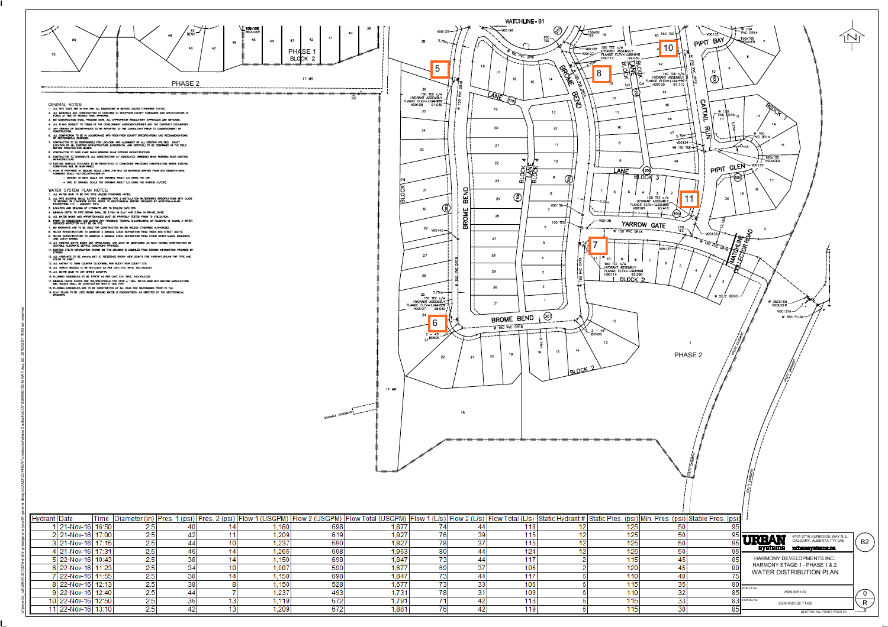GENERAL NOTES:

1. ALL PIPE SIZES ARE IN mm AND ALL DIMENSIONS IN METERS UNLESS OTHERWISE STATED.
2. ALL MATERIALS AND CONSTRUCTION TO CONFORM TO ROCKYVIEW COUNTY STANDARDS AND SPECIFICATIONS IN FORCE AT TIME OF REVISED FINAL APPROVAL.
3. NO CONSTRUCTION SHALL PROCEED UNTIL ALL APPROPRIATE REGULATORY APPROVALS ARE OBTAINED.
4. ALL PLANS SUBJECT TO TERMS OF THE DEVELOPMENT AGREEMENT/PERMIT AND THE CONTRACT DOCUMENTS.
5. ANY ERRORS OR DISCREPANCIES TO BE REPORTED TO THE CONSULTANT PRIOR TO COMMENCEMENT OF CONSTRUCTION.
6. ALL COMPACTION TO BE IN ACCORDANCE WITH ROCKYVIEW COUNTY SPECIFICATIONS AND RECOMMENDATIONS OF GEOTECHNICAL ENGINEER.
7. CONTRACTOR TO BE RESPONSIBLE FOR LOCATION AND ALIGNMENT OF ALL EXISTING UTILITIES. EXACT LOCATION OF ALL EXISTING INFRASTRUCTURE (HORIZONTAL AND VERTICAL) TO BE CONFIRMED IN THE FIELD BEFORE CONSTRUCTION BEGINS.
8. CONTRACTOR TO TAKE CARE WHEN WORKING NEAR EXISTING INFRASTRUCTURE.
9. CONTRACTOR TO COORDINATE ALL CONSTRUCTION w/ ASSOCIATED OWNER(S) WHEN WORKING NEAR EXISTING INFRASTRUCTURE.
10. EXISTING SURFACE FEATURES TO BE REINSTATED TO CONDITIONS PRECEDING CONSTRUCTION WHERE EXISTING CONDITIONS WILL BE MAINTAINED.
11. PLAN IS PREPARED AT GROUND SCALE USING 3TM NAD 83 BEARINGS DERIVED FROM GPS OBSERVATIONS. COMBINED SCALE FACTOR(CSF)=0.999724
    - GROUND TO GRID, SCALE THE DRAWING ABOUT 0,0 USING THE CSF.
    - GRID TO GROUND, SCALE THE DRAWING ABOUT 0,0 USING THE INVERSE (1/CSF).

WATER SYSTEM PLAN NOTES:

1. ALL WATER MAIN TO BE PVC DR18 UNLESS OTHERWISE NOTED.
2. ALL PIPE BACKFILL SHALL SATISFY A MINIMUM TYPE 2 INSTALLATION WATERWORKS SPECIFICATIONS WITH CLASS "B" BEDDING OR OTHERWISE NOTED. REFER TO GEOTECHNICAL REPORT PROVIDED BY MCINTOSH-LALANI ENGINEERING LTD. - JANUARY, 2014.
3. LOCATION AND SPACING OF HYDRANTS ARE TO FOLLOW CofC STD.
4. MINIMUM DEPTH TO PIPE CROWN SHALL BE 2.70m IN CLAY AND 3.30m IN GRAVEL BASE.
5. ALL WATER MAINS AND APPURTENANCES MUST BE PROPERLY TESTED PRIOR TO UTILIZATION.
6. PRIOR TO COMMENCING AND DURING ANY PRESSURE TESTING, CHLORINATING, OR FLUSHING OF MAINS, A WATER SERVICES INSPECTOR MUST BE ON SITE.
7. NO HYDRANTS ARE TO BE USED FOR CONSTRUCTION WATER UNLESS OTHERWISE AUTHORIZED.
8. WATER INFRASTRUCTURE TO MAINTAIN A MINIMUM 4.00m SEPARATION FROM TREES AND STREET LIGHTS.
9. WATER INFRASTRUCTURE TO MAINTAIN A MINIMUM 2.50m SEPARATION FROM STORM SEWER MAINS, MANHOLES, AND CATCH BASINS.
10. ALL EXISTING WATER MAINS ARE OPERATIONAL AND MUST BE MAINTAINED AS SUCH DURING CONSTRUCTION OR SUITABLE ALTERNATE SERVICE CONDITIONS PROVIDED.
11. EXISTING UTILITY INFORMATION SHOWN ON THIS DRAWING IS COMPILED FROM RECORD INFORMATION PROVIDED BY OTHERS.
12. ALL HYDRANTS TO BE McAvity M67-5. REFERENCE ROCKY VIEW COUNTY FIRE HYDRANT BYLAW FOR TYPE AND COLOR OF PAINT.
13. ALL VALVES TO TURN COUNTER CLOCKWISE, PER ROCKY VIEW COUNTY STD.
14. ALL THRUST BLOCKS TO BE INSTALLED AS PER CofC STD. SPEC. 453.1003.007
15. ALL WATER MAIN TO USE NITRILE GASKETS.
16. FLUSHING ASSEMBLIES TO BE TYPE"B" AS PER CofC STD. SPEC. 453.1043.002
17. MINIMUM CURVE RADIUS FOR 150/200/250mm PVC DR18 = 110m. WATER MAIN NOT MEETING MANUFACTURE MIN. RADIUS SHALL BE CONSTRUCTED WITH 5° (DEG) PIPE.
18. FLUSHING ASSEMBLIES ARE TO BE CONSTRUCTED AT ALL DEAD END WATERMAINS PRIOR TO FAC.
19. CLAY PLUGS TO BE USED WHERE GROUND WATER IS ENCOUNTERED, AS DIRECTED BY THE GEOTECHNICAL ENGINEER.

| Hydrant | Date | Time | Diameter (in) | Pres. 1 (psi) | Pres. 2 (psi) | Flow 1 (USGPM) | Flow 2 (USGPM) | Flow Total (USGPM) | Flow 1 (L/s) | Flow 2 (L/s) | Flow Total (L/s) | Static Hydrant # | Static Pres. (psi) | Min. Pres. (psi) | Stable Pres. (psi) |
|---|---|---|---|---|---|---|---|---|---|---|---|---|---|---|---|
| 1 | 21-Nov-16 | 16:50 | 2.5 | 40 | 14 | 1,180 | 698 | 1,877 | 74 | 44 | 118 | 12 | 125 | 50 | 95 |
| 2 | 21-Nov-16 | 17:00 | 2.5 | 42 | 11 | 1,209 | 619 | 1,827 | 76 | 39 | 115 | 12 | 125 | 50 | 95 |
| 3 | 21-Nov-16 | 17:15 | 2.5 | 44 | 10 | 1,237 | 590 | 1,827 | 78 | 37 | 115 | 12 | 125 | 50 | 95 |
| 4 | 21-Nov-16 | 17:31 | 2.5 | 46 | 14 | 1,265 | 698 | 1,963 | 80 | 44 | 124 | 12 | 125 | 50 | 95 |
| 5 | 22-Nov-16 | 10:43 | 2.5 | 38 | 14 | 1,150 | 698 | 1,847 | 73 | 44 | 117 | 2 | 115 | 45 | 85 |
| 6 | 22-Nov-16 | 11:23 | 2.5 | 34 | 10 | 1,087 | 590 | 1,677 | 69 | 37 | 106 | 2 | 120 | 45 | 80 |
| 7 | 22-Nov-16 | 11:55 | 2.5 | 38 | 14 | 1,150 | 698 | 1,847 | 73 | 44 | 117 | 6 | 110 | 40 | 75 |
| 8 | 22-Nov-16 | 12:13 | 2.5 | 38 | 8 | 1,150 | 528 | 1,677 | 73 | 33 | 106 | 6 | 115 | 35 | 80 |
| 9 | 22-Nov-16 | 12:40 | 2.5 | 44 | 7 | 1,237 | 493 | 1,731 | 78 | 31 | 109 | 6 | 110 | 32 | 85 |
| 10 | 22-Nov-16 | 12:50 | 2.5 | 36 | 13 | 1,119 | 672 | 1,791 | 71 | 42 | 113 | 6 | 115 | 33 | 83 |
| 11 | 22-Nov-16 | 13:10 | 2.5 | 42 | 13 | 1,209 | 672 | 1,881 | 76 | 42 | 119 | 6 | 115 | 30 | 85 |

URBAN systems

#101-2716 SUNRIDGE WAY N.E.
CALGARY, ALBERTA T1Y 0A5
urbansystems.ca

HARMONY DEVELOPMENTS INC.
HARMONY STAGE 1 - PHASE 1 & 2
WATER DISTRIBUTION PLAN

B2

PROJECT No. 2569.0051.02

DRAWING No. 2569.0051.02.T1-B2

0

R

DESTROY ALL PRINTS PRIOR TO